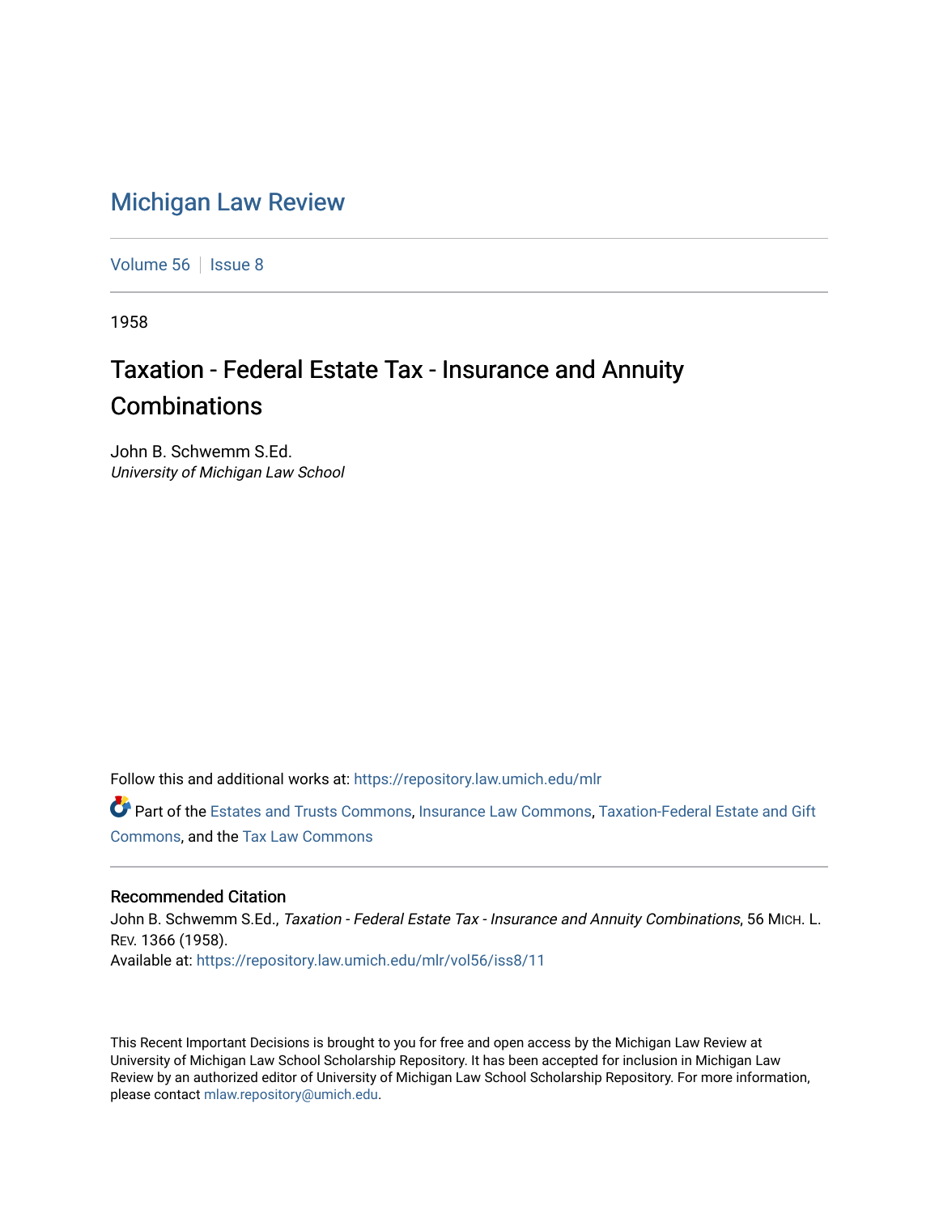# Michigan Law Review

Volume 56 | Issue 8

1958

## Taxation - Federal Estate Tax - Insurance and Annuity Combinations

John B. Schwemm S.Ed.
*University of Michigan Law School*

Follow this and additional works at: https://repository.law.umich.edu/mlr

Part of the Estates and Trusts Commons, Insurance Law Commons, Taxation-Federal Estate and Gift Commons, and the Tax Law Commons

### Recommended Citation

John B. Schwemm S.Ed., *Taxation - Federal Estate Tax - Insurance and Annuity Combinations*, 56 MICH. L. REV. 1366 (1958).
Available at: https://repository.law.umich.edu/mlr/vol56/iss8/11

This Recent Important Decisions is brought to you for free and open access by the Michigan Law Review at University of Michigan Law School Scholarship Repository. It has been accepted for inclusion in Michigan Law Review by an authorized editor of University of Michigan Law School Scholarship Repository. For more information, please contact mlaw.repository@umich.edu.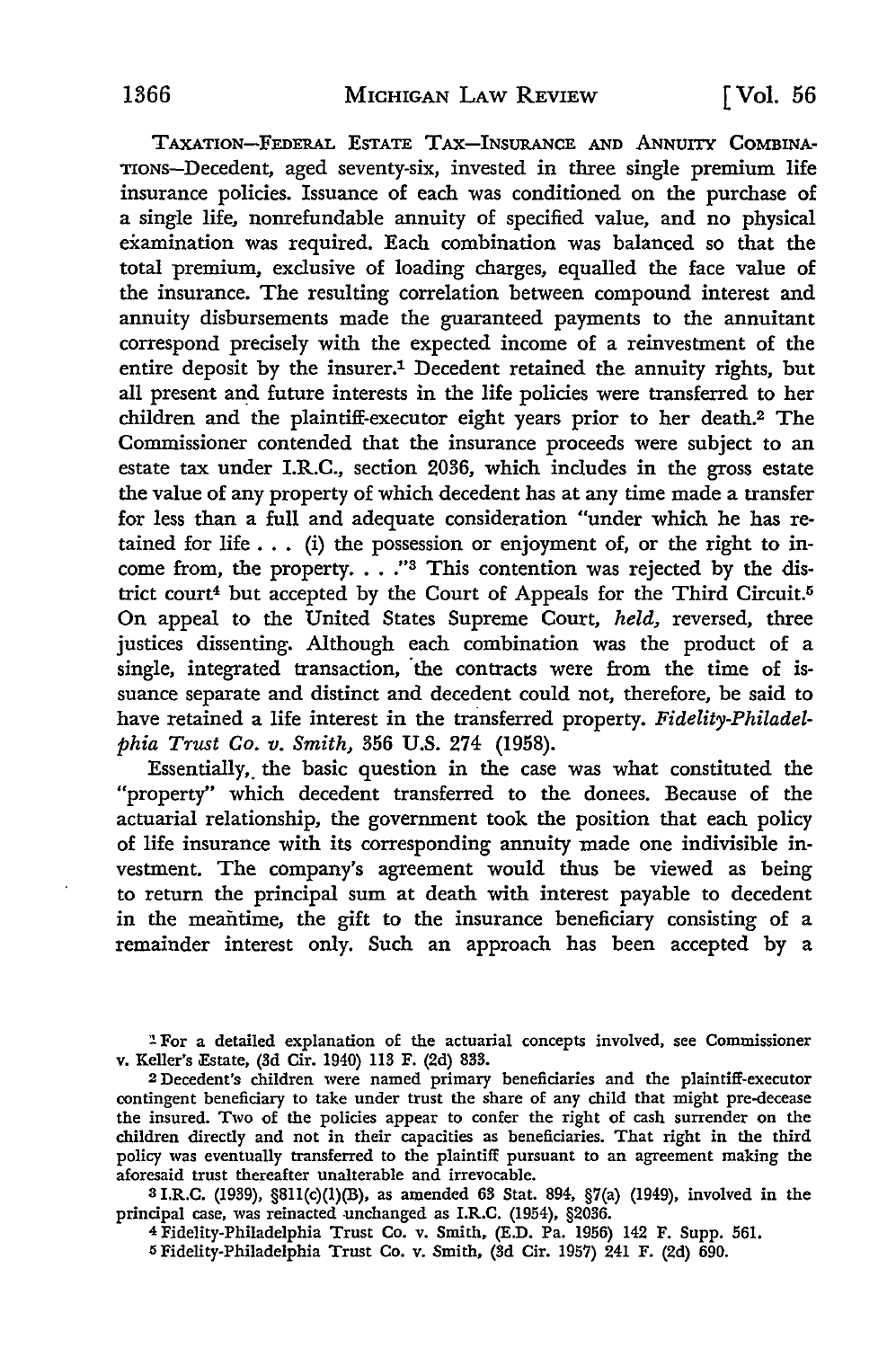TAXATION—FEDERAL ESTATE TAX—INSURANCE AND ANNUITY COMBINATIONS—Decedent, aged seventy-six, invested in three single premium life insurance policies. Issuance of each was conditioned on the purchase of a single life, nonrefundable annuity of specified value, and no physical examination was required. Each combination was balanced so that the total premium, exclusive of loading charges, equalled the face value of the insurance. The resulting correlation between compound interest and annuity disbursements made the guaranteed payments to the annuitant correspond precisely with the expected income of a reinvestment of the entire deposit by the insurer.[1] Decedent retained the annuity rights, but all present and future interests in the life policies were transferred to her children and the plaintiff-executor eight years prior to her death.[2] The Commissioner contended that the insurance proceeds were subject to an estate tax under I.R.C., section 2036, which includes in the gross estate the value of any property of which decedent has at any time made a transfer for less than a full and adequate consideration "under which he has retained for life . . . (i) the possession or enjoyment of, or the right to income from, the property. . . ."[3] This contention was rejected by the district court[4] but accepted by the Court of Appeals for the Third Circuit.[5] On appeal to the United States Supreme Court, *held*, reversed, three justices dissenting. Although each combination was the product of a single, integrated transaction, the contracts were from the time of issuance separate and distinct and decedent could not, therefore, be said to have retained a life interest in the transferred property. *Fidelity-Philadelphia Trust Co. v. Smith*, 356 U.S. 274 (1958).

Essentially, the basic question in the case was what constituted the "property" which decedent transferred to the donees. Because of the actuarial relationship, the government took the position that each policy of life insurance with its corresponding annuity made one indivisible investment. The company's agreement would thus be viewed as being to return the principal sum at death with interest payable to decedent in the meantime, the gift to the insurance beneficiary consisting of a remainder interest only. Such an approach has been accepted by a

---

[1] For a detailed explanation of the actuarial concepts involved, see Commissioner v. Keller's Estate, (3d Cir. 1940) 113 F. (2d) 833.

[2] Decedent's children were named primary beneficiaries and the plaintiff-executor contingent beneficiary to take under trust the share of any child that might pre-decease the insured. Two of the policies appear to confer the right of cash surrender on the children directly and not in their capacities as beneficiaries. That right in the third policy was eventually transferred to the plaintiff pursuant to an agreement making the aforesaid trust thereafter unalterable and irrevocable.

[3] I.R.C. (1939), §811(c)(1)(B), as amended 63 Stat. 894, §7(a) (1949), involved in the principal case, was reinacted unchanged as I.R.C. (1954), §2036.

[4] Fidelity-Philadelphia Trust Co. v. Smith, (E.D. Pa. 1956) 142 F. Supp. 561.

[5] Fidelity-Philadelphia Trust Co. v. Smith, (3d Cir. 1957) 241 F. (2d) 690.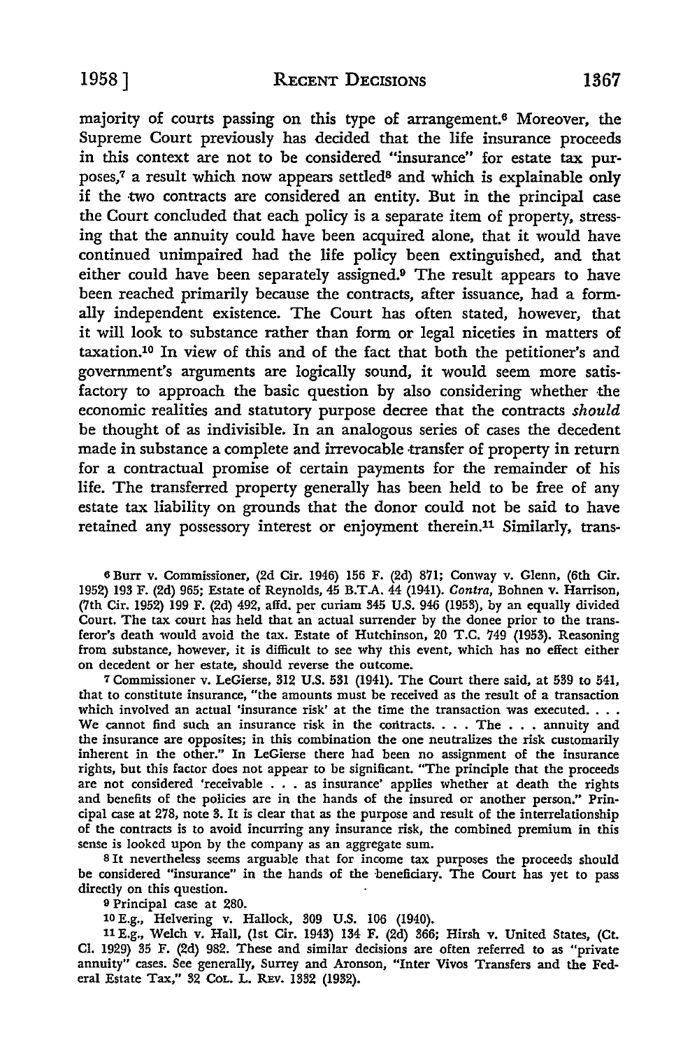majority of courts passing on this type of arrangement.[6] Moreover, the Supreme Court previously has decided that the life insurance proceeds in this context are not to be considered "insurance" for estate tax purposes,[7] a result which now appears settled[8] and which is explainable only if the two contracts are considered an entity. But in the principal case the Court concluded that each policy is a separate item of property, stressing that the annuity could have been acquired alone, that it would have continued unimpaired had the life policy been extinguished, and that either could have been separately assigned.[9] The result appears to have been reached primarily because the contracts, after issuance, had a formally independent existence. The Court has often stated, however, that it will look to substance rather than form or legal niceties in matters of taxation.[10] In view of this and of the fact that both the petitioner's and government's arguments are logically sound, it would seem more satisfactory to approach the basic question by also considering whether the economic realities and statutory purpose decree that the contracts *should* be thought of as indivisible. In an analogous series of cases the decedent made in substance a complete and irrevocable transfer of property in return for a contractual promise of certain payments for the remainder of his life. The transferred property generally has been held to be free of any estate tax liability on grounds that the donor could not be said to have retained any possessory interest or enjoyment therein.[11] Similarly, trans-

[6] Burr v. Commissioner, (2d Cir. 1946) 156 F. (2d) 871; Conway v. Glenn, (6th Cir. 1952) 193 F. (2d) 965; Estate of Reynolds, 45 B.T.A. 44 (1941). *Contra*, Bohnen v. Harrison, (7th Cir. 1952) 199 F. (2d) 492, affd. per curiam 345 U.S. 946 (1953), by an equally divided Court. The tax court has held that an actual surrender by the donee prior to the transferor's death would avoid the tax. Estate of Hutchinson, 20 T.C. 749 (1953). Reasoning from substance, however, it is difficult to see why this event, which has no effect either on decedent or her estate, should reverse the outcome.

[7] Commissioner v. LeGierse, 312 U.S. 531 (1941). The Court there said, at 539 to 541, that to constitute insurance, "the amounts must be received as the result of a transaction which involved an actual 'insurance risk' at the time the transaction was executed. . . . We cannot find such an insurance risk in the contracts. . . . The . . . annuity and the insurance are opposites; in this combination the one neutralizes the risk customarily inherent in the other." In LeGierse there had been no assignment of the insurance rights, but this factor does not appear to be significant. "The principle that the proceeds are not considered 'receivable . . . as insurance' applies whether at death the rights and benefits of the policies are in the hands of the insured or another person." Principal case at 278, note 3. It is clear that as the purpose and result of the interrelationship of the contracts is to avoid incurring any insurance risk, the combined premium in this sense is looked upon by the company as an aggregate sum.

[8] It nevertheless seems arguable that for income tax purposes the proceeds should be considered "insurance" in the hands of the beneficiary. The Court has yet to pass directly on this question.

[9] Principal case at 280.

[10] E.g., Helvering v. Hallock, 309 U.S. 106 (1940).

[11] E.g., Welch v. Hall, (1st Cir. 1943) 134 F. (2d) 366; Hirsh v. United States, (Ct. Cl. 1929) 35 F. (2d) 982. These and similar decisions are often referred to as "private annuity" cases. See generally, Surrey and Aronson, "Inter Vivos Transfers and the Federal Estate Tax," 32 COL. L. REV. 1332 (1932).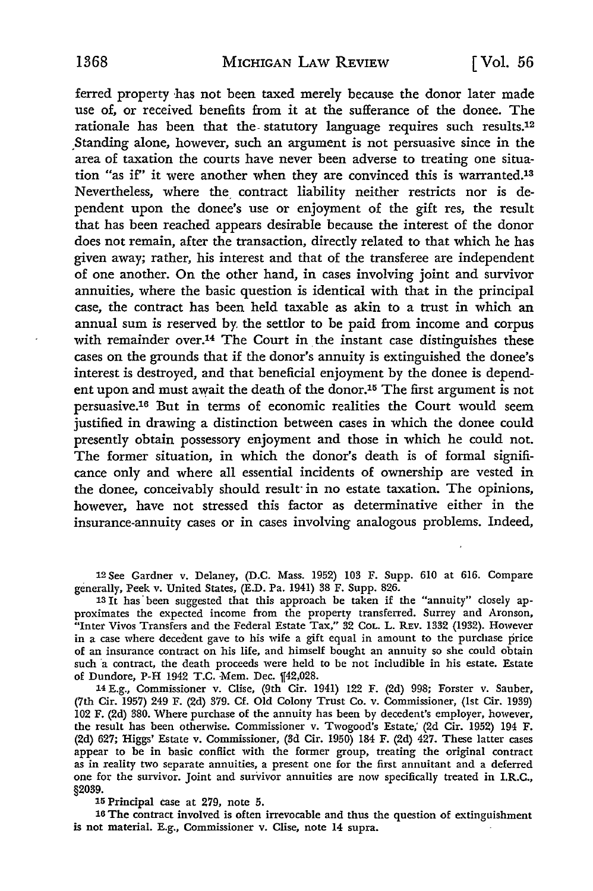ferred property has not been taxed merely because the donor later made use of, or received benefits from it at the sufferance of the donee. The rationale has been that the statutory language requires such results.[12] Standing alone, however, such an argument is not persuasive since in the area of taxation the courts have never been adverse to treating one situation "as if" it were another when they are convinced this is warranted.[13] Nevertheless, where the contract liability neither restricts nor is dependent upon the donee's use or enjoyment of the gift res, the result that has been reached appears desirable because the interest of the donor does not remain, after the transaction, directly related to that which he has given away; rather, his interest and that of the transferee are independent of one another. On the other hand, in cases involving joint and survivor annuities, where the basic question is identical with that in the principal case, the contract has been held taxable as akin to a trust in which an annual sum is reserved by the settlor to be paid from income and corpus with remainder over.[14] The Court in the instant case distinguishes these cases on the grounds that if the donor's annuity is extinguished the donee's interest is destroyed, and that beneficial enjoyment by the donee is dependent upon and must await the death of the donor.[15] The first argument is not persuasive.[16] But in terms of economic realities the Court would seem justified in drawing a distinction between cases in which the donee could presently obtain possessory enjoyment and those in which he could not. The former situation, in which the donor's death is of formal significance only and where all essential incidents of ownership are vested in the donee, conceivably should result in no estate taxation. The opinions, however, have not stressed this factor as determinative either in the insurance-annuity cases or in cases involving analogous problems. Indeed,

---

[12] See Gardner v. Delaney, (D.C. Mass. 1952) 103 F. Supp. 610 at 616. Compare generally, Peek v. United States, (E.D. Pa. 1941) 38 F. Supp. 826.

[13] It has been suggested that this approach be taken if the "annuity" closely approximates the expected income from the property transferred. Surrey and Aronson, "Inter Vivos Transfers and the Federal Estate Tax," 32 COL. L. REV. 1332 (1932). However in a case where decedent gave to his wife a gift equal in amount to the purchase price of an insurance contract on his life, and himself bought an annuity so she could obtain such a contract, the death proceeds were held to be not includible in his estate. Estate of Dundore, P-H 1942 T.C. Mem. Dec. ¶42,028.

[14] E.g., Commissioner v. Clise, (9th Cir. 1941) 122 F. (2d) 998; Forster v. Sauber, (7th Cir. 1957) 249 F. (2d) 379. Cf. Old Colony Trust Co. v. Commissioner, (1st Cir. 1939) 102 F. (2d) 380. Where purchase of the annuity has been by decedent's employer, however, the result has been otherwise. Commissioner v. Twogood's Estate, (2d Cir. 1952) 194 F. (2d) 627; Higgs' Estate v. Commissioner, (3d Cir. 1950) 184 F. (2d) 427. These latter cases appear to be in basic conflict with the former group, treating the original contract as in reality two separate annuities, a present one for the first annuitant and a deferred one for the survivor. Joint and survivor annuities are now specifically treated in I.R.C., §2039.

[15] Principal case at 279, note 5.

[16] The contract involved is often irrevocable and thus the question of extinguishment is not material. E.g., Commissioner v. Clise, note 14 supra.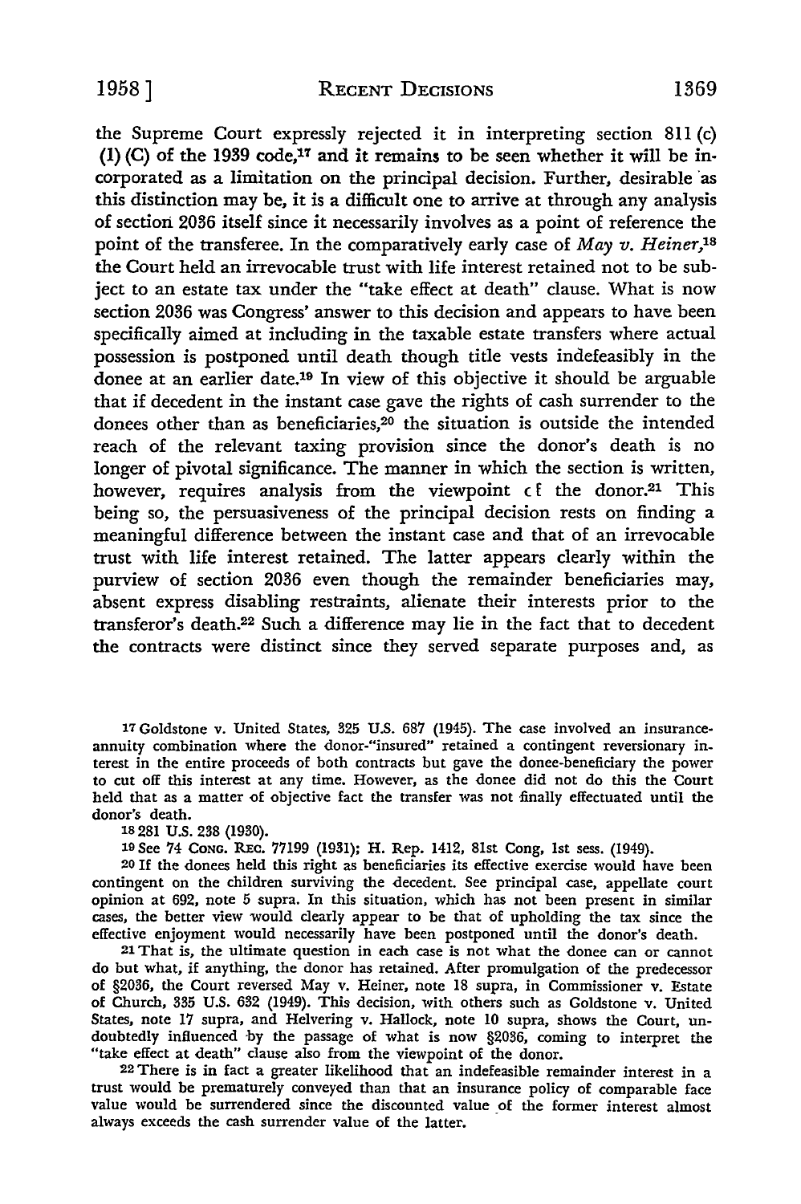the Supreme Court expressly rejected it in interpreting section 811 (c) (1) (C) of the 1939 code,[17] and it remains to be seen whether it will be incorporated as a limitation on the principal decision. Further, desirable as this distinction may be, it is a difficult one to arrive at through any analysis of section 2036 itself since it necessarily involves as a point of reference the point of the transferee. In the comparatively early case of *May v. Heiner*,[18] the Court held an irrevocable trust with life interest retained not to be subject to an estate tax under the "take effect at death" clause. What is now section 2036 was Congress' answer to this decision and appears to have been specifically aimed at including in the taxable estate transfers where actual possession is postponed until death though title vests indefeasibly in the donee at an earlier date.[19] In view of this objective it should be arguable that if decedent in the instant case gave the rights of cash surrender to the donees other than as beneficiaries,[20] the situation is outside the intended reach of the relevant taxing provision since the donor's death is no longer of pivotal significance. The manner in which the section is written, however, requires analysis from the viewpoint of the donor.[21] This being so, the persuasiveness of the principal decision rests on finding a meaningful difference between the instant case and that of an irrevocable trust with life interest retained. The latter appears clearly within the purview of section 2036 even though the remainder beneficiaries may, absent express disabling restraints, alienate their interests prior to the transferor's death.[22] Such a difference may lie in the fact that to decedent the contracts were distinct since they served separate purposes and, as

[17] Goldstone v. United States, 325 U.S. 687 (1945). The case involved an insurance-annuity combination where the donor-"insured" retained a contingent reversionary interest in the entire proceeds of both contracts but gave the donee-beneficiary the power to cut off this interest at any time. However, as the donee did not do this the Court held that as a matter of objective fact the transfer was not finally effectuated until the donor's death.

[18] 281 U.S. 238 (1930).

[19] See 74 CONG. REC. 77199 (1931); H. Rep. 1412, 81st Cong, 1st sess. (1949).

[20] If the donees held this right as beneficiaries its effective exercise would have been contingent on the children surviving the decedent. See principal case, appellate court opinion at 692, note 5 supra. In this situation, which has not been present in similar cases, the better view would clearly appear to be that of upholding the tax since the effective enjoyment would necessarily have been postponed until the donor's death.

[21] That is, the ultimate question in each case is not what the donee can or cannot do but what, if anything, the donor has retained. After promulgation of the predecessor of §2036, the Court reversed May v. Heiner, note 18 supra, in Commissioner v. Estate of Church, 335 U.S. 632 (1949). This decision, with others such as Goldstone v. United States, note 17 supra, and Helvering v. Hallock, note 10 supra, shows the Court, undoubtedly influenced by the passage of what is now §2036, coming to interpret the "take effect at death" clause also from the viewpoint of the donor.

[22] There is in fact a greater likelihood that an indefeasible remainder interest in a trust would be prematurely conveyed than that an insurance policy of comparable face value would be surrendered since the discounted value of the former interest almost always exceeds the cash surrender value of the latter.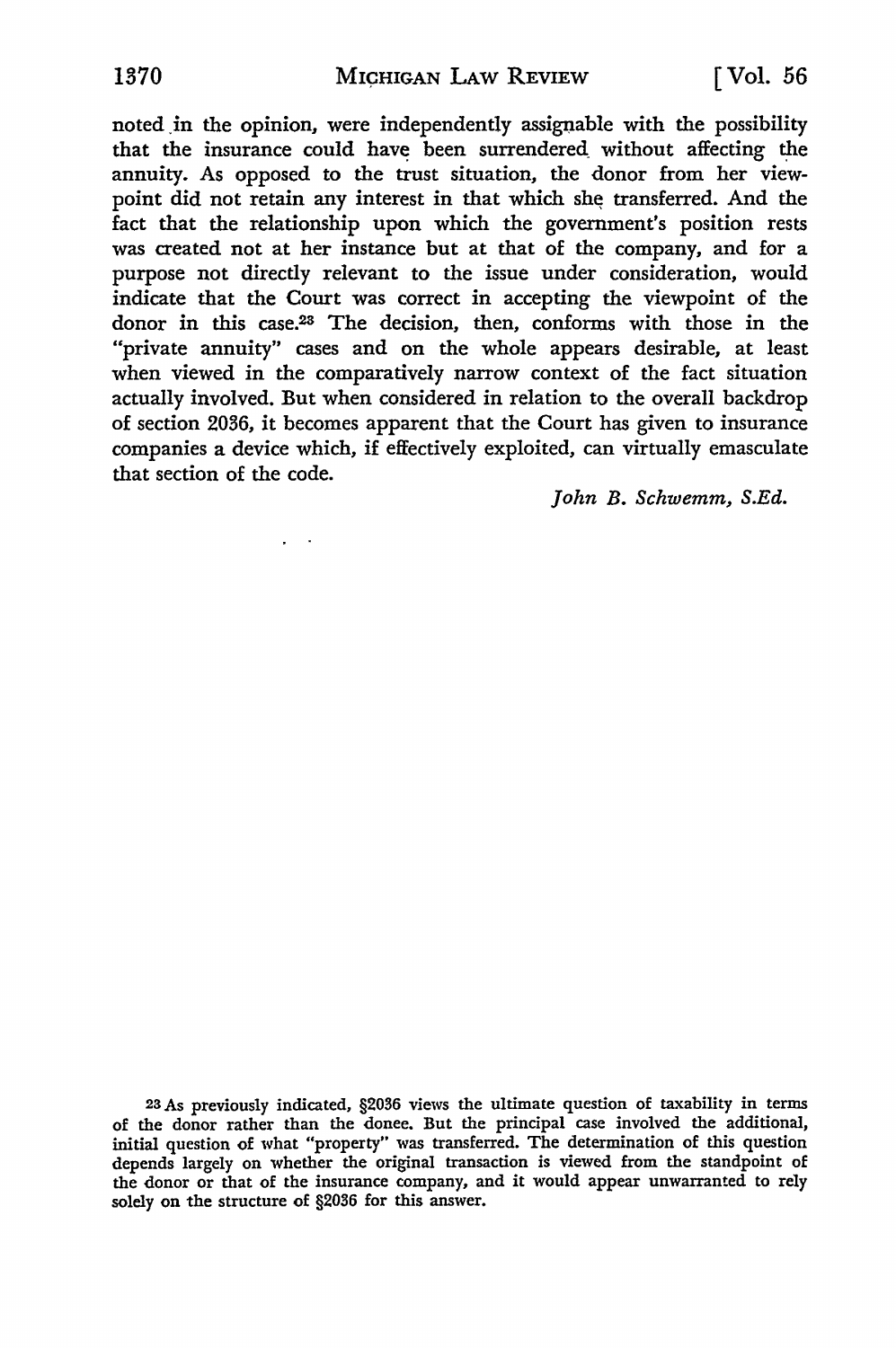noted in the opinion, were independently assignable with the possibility that the insurance could have been surrendered without affecting the annuity. As opposed to the trust situation, the donor from her viewpoint did not retain any interest in that which she transferred. And the fact that the relationship upon which the government's position rests was created not at her instance but at that of the company, and for a purpose not directly relevant to the issue under consideration, would indicate that the Court was correct in accepting the viewpoint of the donor in this case.[23] The decision, then, conforms with those in the "private annuity" cases and on the whole appears desirable, at least when viewed in the comparatively narrow context of the fact situation actually involved. But when considered in relation to the overall backdrop of section 2036, it becomes apparent that the Court has given to insurance companies a device which, if effectively exploited, can virtually emasculate that section of the code.

*John B. Schwemm, S.Ed.*

[23] As previously indicated, §2036 views the ultimate question of taxability in terms of the donor rather than the donee. But the principal case involved the additional, initial question of what "property" was transferred. The determination of this question depends largely on whether the original transaction is viewed from the standpoint of the donor or that of the insurance company, and it would appear unwarranted to rely solely on the structure of §2036 for this answer.